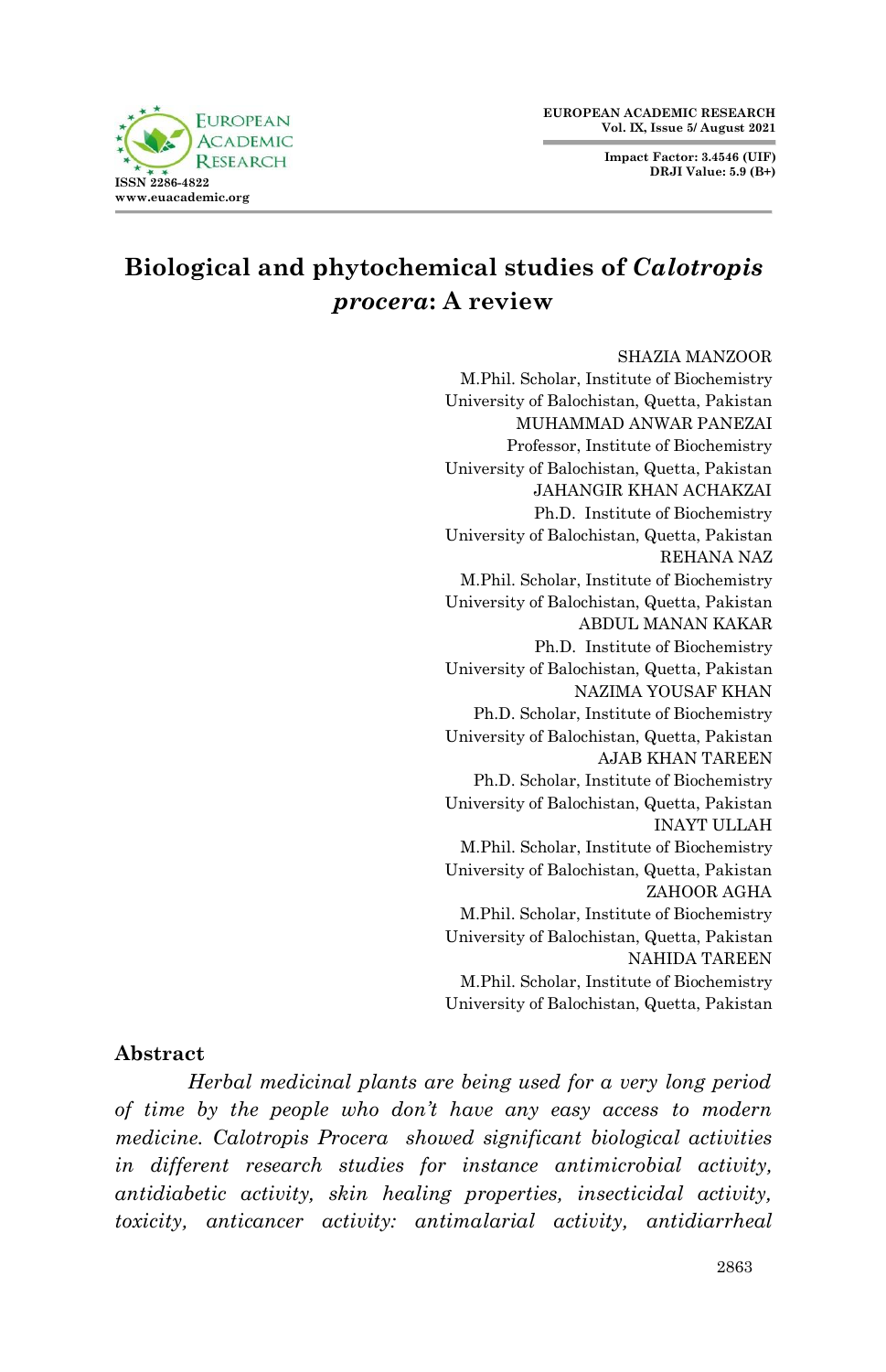# Biological and phytochemical studies of *Calotropis procera*: A review

SHAZIA MANZOOR
M.Phil. Scholar, Institute of Biochemistry
University of Balochistan, Quetta, Pakistan

MUHAMMAD ANWAR PANEZAI
Professor, Institute of Biochemistry
University of Balochistan, Quetta, Pakistan

JAHANGIR KHAN ACHAKZAI
Ph.D. Institute of Biochemistry
University of Balochistan, Quetta, Pakistan

REHANA NAZ
M.Phil. Scholar, Institute of Biochemistry
University of Balochistan, Quetta, Pakistan

ABDUL MANAN KAKAR
Ph.D. Institute of Biochemistry
University of Balochistan, Quetta, Pakistan

NAZIMA YOUSAF KHAN
Ph.D. Scholar, Institute of Biochemistry
University of Balochistan, Quetta, Pakistan

AJAB KHAN TAREEN
Ph.D. Scholar, Institute of Biochemistry
University of Balochistan, Quetta, Pakistan

INAYT ULLAH
M.Phil. Scholar, Institute of Biochemistry
University of Balochistan, Quetta, Pakistan

ZAHOOR AGHA
M.Phil. Scholar, Institute of Biochemistry
University of Balochistan, Quetta, Pakistan

NAHIDA TAREEN
M.Phil. Scholar, Institute of Biochemistry
University of Balochistan, Quetta, Pakistan

## Abstract

*Herbal medicinal plants are being used for a very long period of time by the people who don't have any easy access to modern medicine. Calotropis Procera showed significant biological activities in different research studies for instance antimicrobial activity, antidiabetic activity, skin healing properties, insecticidal activity, toxicity, anticancer activity: antimalarial activity, antidiarrheal*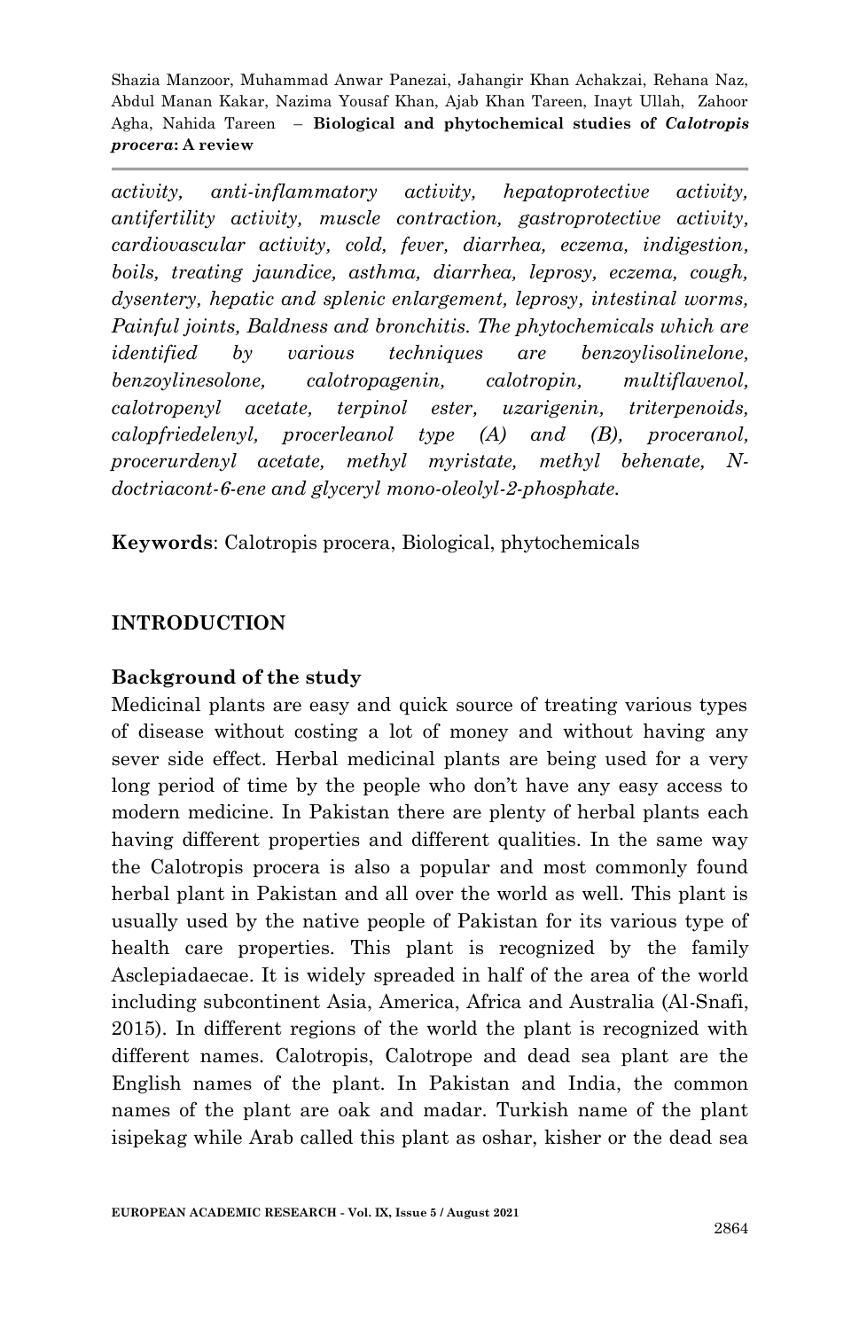*activity, anti-inflammatory activity, hepatoprotective activity, antifertility activity, muscle contraction, gastroprotective activity, cardiovascular activity, cold, fever, diarrhea, eczema, indigestion, boils, treating jaundice, asthma, diarrhea, leprosy, eczema, cough, dysentery, hepatic and splenic enlargement, leprosy, intestinal worms, Painful joints, Baldness and bronchitis. The phytochemicals which are identified by various techniques are benzoylisolinelone, benzoylinesolone, calotropagenin, calotropin, multiflavenol, calotropenyl acetate, terpinol ester, uzarigenin, triterpenoids, calopfriedelenyl, procerleanol type (A) and (B), proceranol, procerurdenyl acetate, methyl myristate, methyl behenate, N-doctriacont-6-ene and glyceryl mono-oleolyl-2-phosphate.*

**Keywords**: Calotropis procera, Biological, phytochemicals

## INTRODUCTION

### Background of the study

Medicinal plants are easy and quick source of treating various types of disease without costing a lot of money and without having any sever side effect. Herbal medicinal plants are being used for a very long period of time by the people who don't have any easy access to modern medicine. In Pakistan there are plenty of herbal plants each having different properties and different qualities. In the same way the Calotropis procera is also a popular and most commonly found herbal plant in Pakistan and all over the world as well. This plant is usually used by the native people of Pakistan for its various type of health care properties. This plant is recognized by the family Asclepiadaecae. It is widely spreaded in half of the area of the world including subcontinent Asia, America, Africa and Australia (Al-Snafi, 2015). In different regions of the world the plant is recognized with different names. Calotropis, Calotrope and dead sea plant are the English names of the plant. In Pakistan and India, the common names of the plant are oak and madar. Turkish name of the plant isipekag while Arab called this plant as oshar, kisher or the dead sea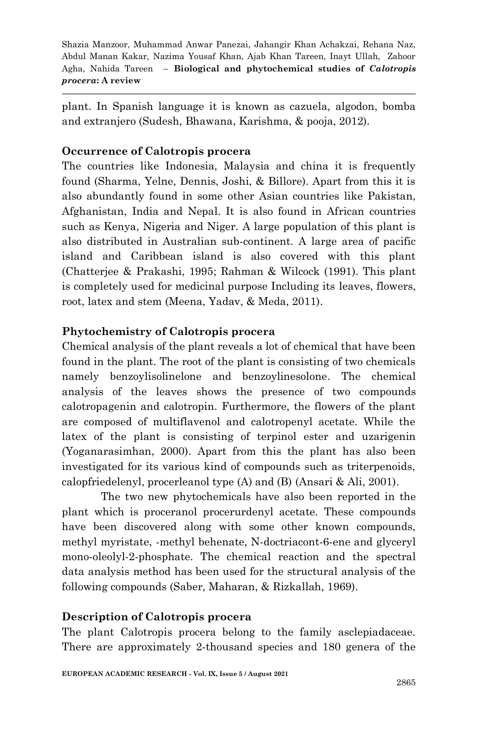plant. In Spanish language it is known as cazuela, algodon, bomba and extranjero (Sudesh, Bhawana, Karishma, & pooja, 2012).

### Occurrence of Calotropis procera

The countries like Indonesia, Malaysia and china it is frequently found (Sharma, Yelne, Dennis, Joshi, & Billore). Apart from this it is also abundantly found in some other Asian countries like Pakistan, Afghanistan, India and Nepal. It is also found in African countries such as Kenya, Nigeria and Niger. A large population of this plant is also distributed in Australian sub-continent. A large area of pacific island and Caribbean island is also covered with this plant (Chatterjee & Prakashi, 1995; Rahman & Wilcock (1991). This plant is completely used for medicinal purpose Including its leaves, flowers, root, latex and stem (Meena, Yadav, & Meda, 2011).

### Phytochemistry of Calotropis procera

Chemical analysis of the plant reveals a lot of chemical that have been found in the plant. The root of the plant is consisting of two chemicals namely benzoylisolinelone and benzoylinesolone. The chemical analysis of the leaves shows the presence of two compounds calotropagenin and calotropin. Furthermore, the flowers of the plant are composed of multiflavenol and calotropenyl acetate. While the latex of the plant is consisting of terpinol ester and uzarigenin (Yoganarasimhan, 2000). Apart from this the plant has also been investigated for its various kind of compounds such as triterpenoids, calopfriedelenyl, procerleanol type (A) and (B) (Ansari & Ali, 2001).

The two new phytochemicals have also been reported in the plant which is proceranol procerurdenyl acetate. These compounds have been discovered along with some other known compounds, methyl myristate, -methyl behenate, N-doctriacont-6-ene and glyceryl mono-oleolyl-2-phosphate. The chemical reaction and the spectral data analysis method has been used for the structural analysis of the following compounds (Saber, Maharan, & Rizkallah, 1969).

### Description of Calotropis procera

The plant Calotropis procera belong to the family asclepiadaceae. There are approximately 2-thousand species and 180 genera of the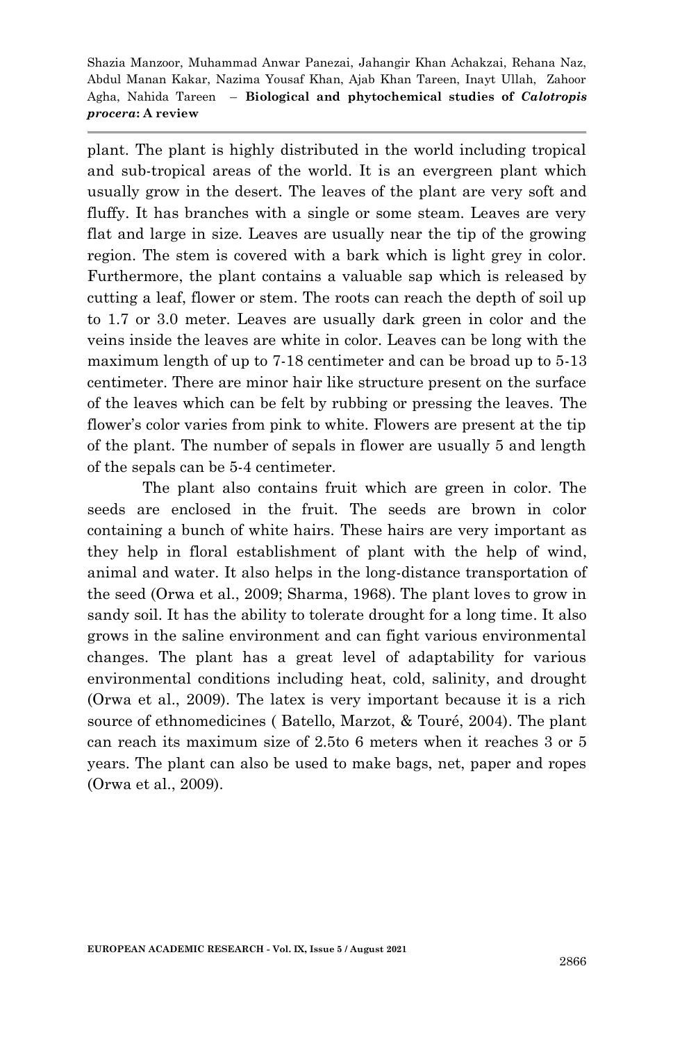plant. The plant is highly distributed in the world including tropical and sub-tropical areas of the world. It is an evergreen plant which usually grow in the desert. The leaves of the plant are very soft and fluffy. It has branches with a single or some steam. Leaves are very flat and large in size. Leaves are usually near the tip of the growing region. The stem is covered with a bark which is light grey in color. Furthermore, the plant contains a valuable sap which is released by cutting a leaf, flower or stem. The roots can reach the depth of soil up to 1.7 or 3.0 meter. Leaves are usually dark green in color and the veins inside the leaves are white in color. Leaves can be long with the maximum length of up to 7-18 centimeter and can be broad up to 5-13 centimeter. There are minor hair like structure present on the surface of the leaves which can be felt by rubbing or pressing the leaves. The flower's color varies from pink to white. Flowers are present at the tip of the plant. The number of sepals in flower are usually 5 and length of the sepals can be 5-4 centimeter.

The plant also contains fruit which are green in color. The seeds are enclosed in the fruit. The seeds are brown in color containing a bunch of white hairs. These hairs are very important as they help in floral establishment of plant with the help of wind, animal and water. It also helps in the long-distance transportation of the seed (Orwa et al., 2009; Sharma, 1968). The plant loves to grow in sandy soil. It has the ability to tolerate drought for a long time. It also grows in the saline environment and can fight various environmental changes. The plant has a great level of adaptability for various environmental conditions including heat, cold, salinity, and drought (Orwa et al., 2009). The latex is very important because it is a rich source of ethnomedicines ( Batello, Marzot, & Touré, 2004). The plant can reach its maximum size of 2.5to 6 meters when it reaches 3 or 5 years. The plant can also be used to make bags, net, paper and ropes (Orwa et al., 2009).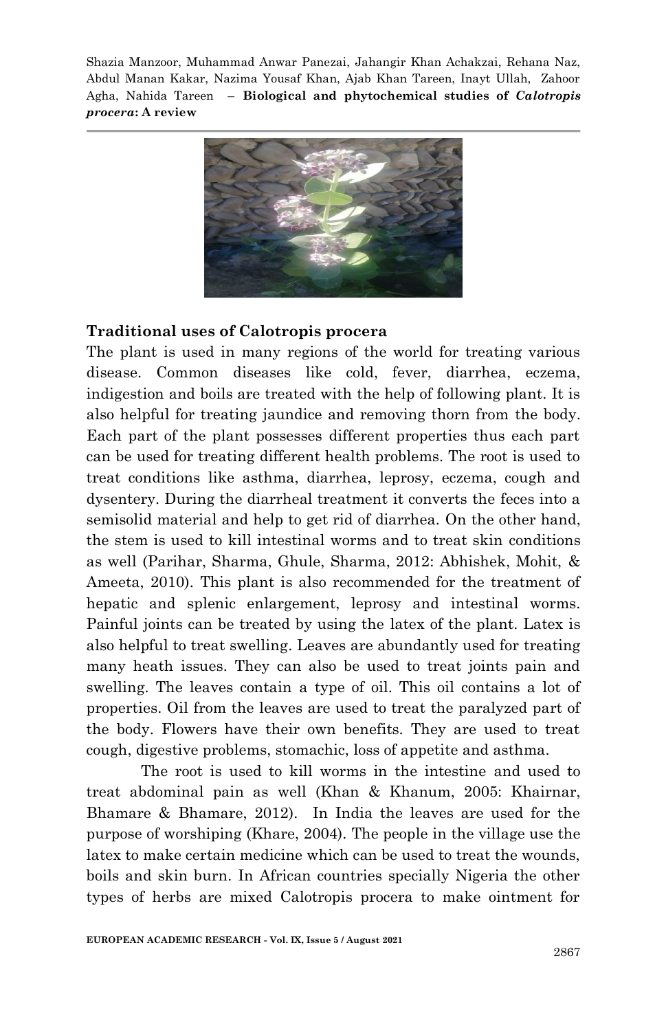### Traditional uses of Calotropis procera

The plant is used in many regions of the world for treating various disease. Common diseases like cold, fever, diarrhea, eczema, indigestion and boils are treated with the help of following plant. It is also helpful for treating jaundice and removing thorn from the body. Each part of the plant possesses different properties thus each part can be used for treating different health problems. The root is used to treat conditions like asthma, diarrhea, leprosy, eczema, cough and dysentery. During the diarrheal treatment it converts the feces into a semisolid material and help to get rid of diarrhea. On the other hand, the stem is used to kill intestinal worms and to treat skin conditions as well (Parihar, Sharma, Ghule, Sharma, 2012: Abhishek, Mohit, & Ameeta, 2010). This plant is also recommended for the treatment of hepatic and splenic enlargement, leprosy and intestinal worms. Painful joints can be treated by using the latex of the plant. Latex is also helpful to treat swelling. Leaves are abundantly used for treating many heath issues. They can also be used to treat joints pain and swelling. The leaves contain a type of oil. This oil contains a lot of properties. Oil from the leaves are used to treat the paralyzed part of the body. Flowers have their own benefits. They are used to treat cough, digestive problems, stomachic, loss of appetite and asthma.

The root is used to kill worms in the intestine and used to treat abdominal pain as well (Khan & Khanum, 2005: Khairnar, Bhamare & Bhamare, 2012). In India the leaves are used for the purpose of worshiping (Khare, 2004). The people in the village use the latex to make certain medicine which can be used to treat the wounds, boils and skin burn. In African countries specially Nigeria the other types of herbs are mixed Calotropis procera to make ointment for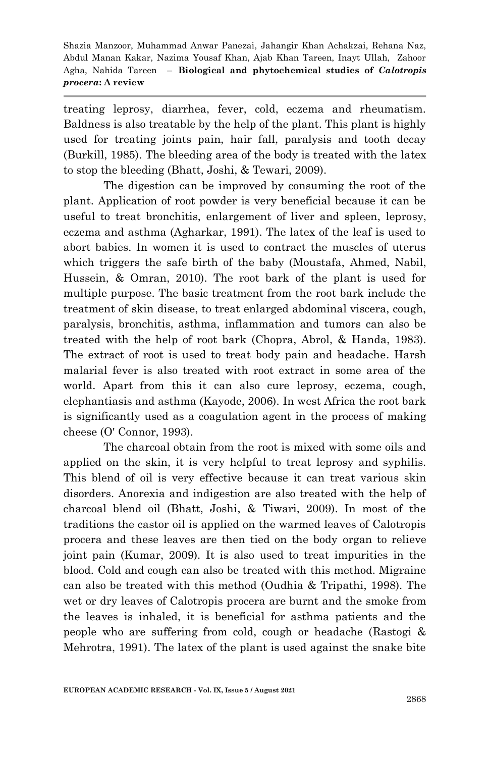treating leprosy, diarrhea, fever, cold, eczema and rheumatism. Baldness is also treatable by the help of the plant. This plant is highly used for treating joints pain, hair fall, paralysis and tooth decay (Burkill, 1985). The bleeding area of the body is treated with the latex to stop the bleeding (Bhatt, Joshi, & Tewari, 2009).

The digestion can be improved by consuming the root of the plant. Application of root powder is very beneficial because it can be useful to treat bronchitis, enlargement of liver and spleen, leprosy, eczema and asthma (Agharkar, 1991). The latex of the leaf is used to abort babies. In women it is used to contract the muscles of uterus which triggers the safe birth of the baby (Moustafa, Ahmed, Nabil, Hussein, & Omran, 2010). The root bark of the plant is used for multiple purpose. The basic treatment from the root bark include the treatment of skin disease, to treat enlarged abdominal viscera, cough, paralysis, bronchitis, asthma, inflammation and tumors can also be treated with the help of root bark (Chopra, Abrol, & Handa, 1983). The extract of root is used to treat body pain and headache. Harsh malarial fever is also treated with root extract in some area of the world. Apart from this it can also cure leprosy, eczema, cough, elephantiasis and asthma (Kayode, 2006). In west Africa the root bark is significantly used as a coagulation agent in the process of making cheese (O' Connor, 1993).

The charcoal obtain from the root is mixed with some oils and applied on the skin, it is very helpful to treat leprosy and syphilis. This blend of oil is very effective because it can treat various skin disorders. Anorexia and indigestion are also treated with the help of charcoal blend oil (Bhatt, Joshi, & Tiwari, 2009). In most of the traditions the castor oil is applied on the warmed leaves of Calotropis procera and these leaves are then tied on the body organ to relieve joint pain (Kumar, 2009). It is also used to treat impurities in the blood. Cold and cough can also be treated with this method. Migraine can also be treated with this method (Oudhia & Tripathi, 1998). The wet or dry leaves of Calotropis procera are burnt and the smoke from the leaves is inhaled, it is beneficial for asthma patients and the people who are suffering from cold, cough or headache (Rastogi & Mehrotra, 1991). The latex of the plant is used against the snake bite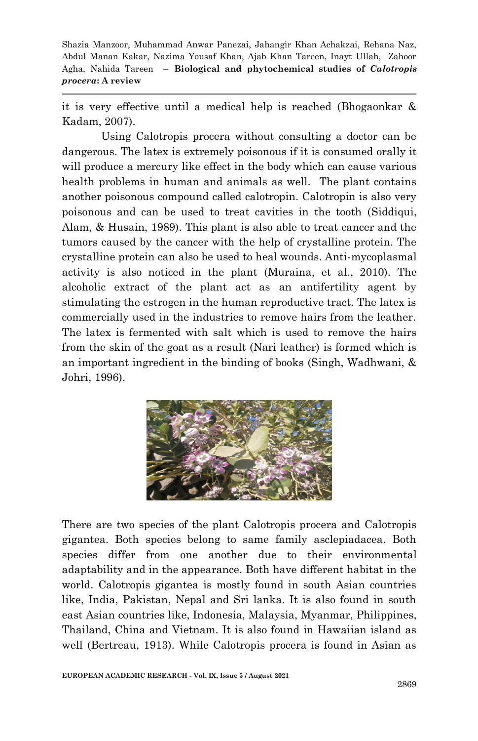it is very effective until a medical help is reached (Bhogaonkar & Kadam, 2007).

Using Calotropis procera without consulting a doctor can be dangerous. The latex is extremely poisonous if it is consumed orally it will produce a mercury like effect in the body which can cause various health problems in human and animals as well. The plant contains another poisonous compound called calotropin. Calotropin is also very poisonous and can be used to treat cavities in the tooth (Siddiqui, Alam, & Husain, 1989). This plant is also able to treat cancer and the tumors caused by the cancer with the help of crystalline protein. The crystalline protein can also be used to heal wounds. Anti-mycoplasmal activity is also noticed in the plant (Muraina, et al., 2010). The alcoholic extract of the plant act as an antifertility agent by stimulating the estrogen in the human reproductive tract. The latex is commercially used in the industries to remove hairs from the leather. The latex is fermented with salt which is used to remove the hairs from the skin of the goat as a result (Nari leather) is formed which is an important ingredient in the binding of books (Singh, Wadhwani, & Johri, 1996).

There are two species of the plant Calotropis procera and Calotropis gigantea. Both species belong to same family asclepiadacea. Both species differ from one another due to their environmental adaptability and in the appearance. Both have different habitat in the world. Calotropis gigantea is mostly found in south Asian countries like, India, Pakistan, Nepal and Sri lanka. It is also found in south east Asian countries like, Indonesia, Malaysia, Myanmar, Philippines, Thailand, China and Vietnam. It is also found in Hawaiian island as well (Bertreau, 1913). While Calotropis procera is found in Asian as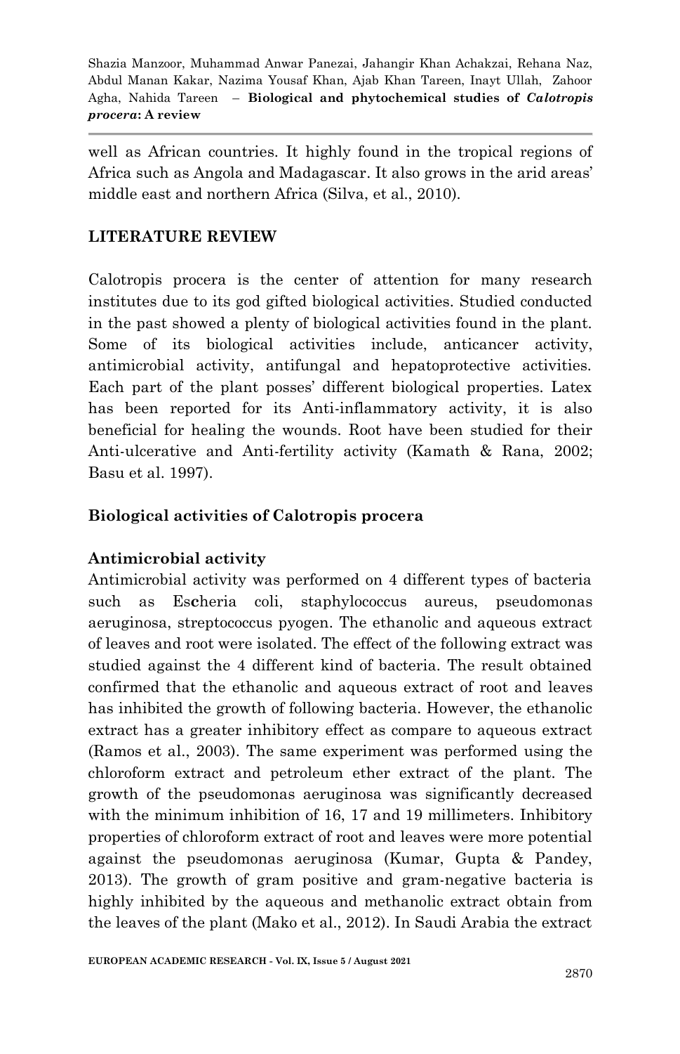well as African countries. It highly found in the tropical regions of Africa such as Angola and Madagascar. It also grows in the arid areas' middle east and northern Africa (Silva, et al., 2010).

## LITERATURE REVIEW

Calotropis procera is the center of attention for many research institutes due to its god gifted biological activities. Studied conducted in the past showed a plenty of biological activities found in the plant. Some of its biological activities include, anticancer activity, antimicrobial activity, antifungal and hepatoprotective activities. Each part of the plant posses' different biological properties. Latex has been reported for its Anti-inflammatory activity, it is also beneficial for healing the wounds. Root have been studied for their Anti-ulcerative and Anti-fertility activity (Kamath & Rana, 2002; Basu et al. 1997).

## Biological activities of Calotropis procera

### Antimicrobial activity

Antimicrobial activity was performed on 4 different types of bacteria such as Escheria coli, staphylococcus aureus, pseudomonas aeruginosa, streptococcus pyogen. The ethanolic and aqueous extract of leaves and root were isolated. The effect of the following extract was studied against the 4 different kind of bacteria. The result obtained confirmed that the ethanolic and aqueous extract of root and leaves has inhibited the growth of following bacteria. However, the ethanolic extract has a greater inhibitory effect as compare to aqueous extract (Ramos et al., 2003). The same experiment was performed using the chloroform extract and petroleum ether extract of the plant. The growth of the pseudomonas aeruginosa was significantly decreased with the minimum inhibition of 16, 17 and 19 millimeters. Inhibitory properties of chloroform extract of root and leaves were more potential against the pseudomonas aeruginosa (Kumar, Gupta & Pandey, 2013). The growth of gram positive and gram-negative bacteria is highly inhibited by the aqueous and methanolic extract obtain from the leaves of the plant (Mako et al., 2012). In Saudi Arabia the extract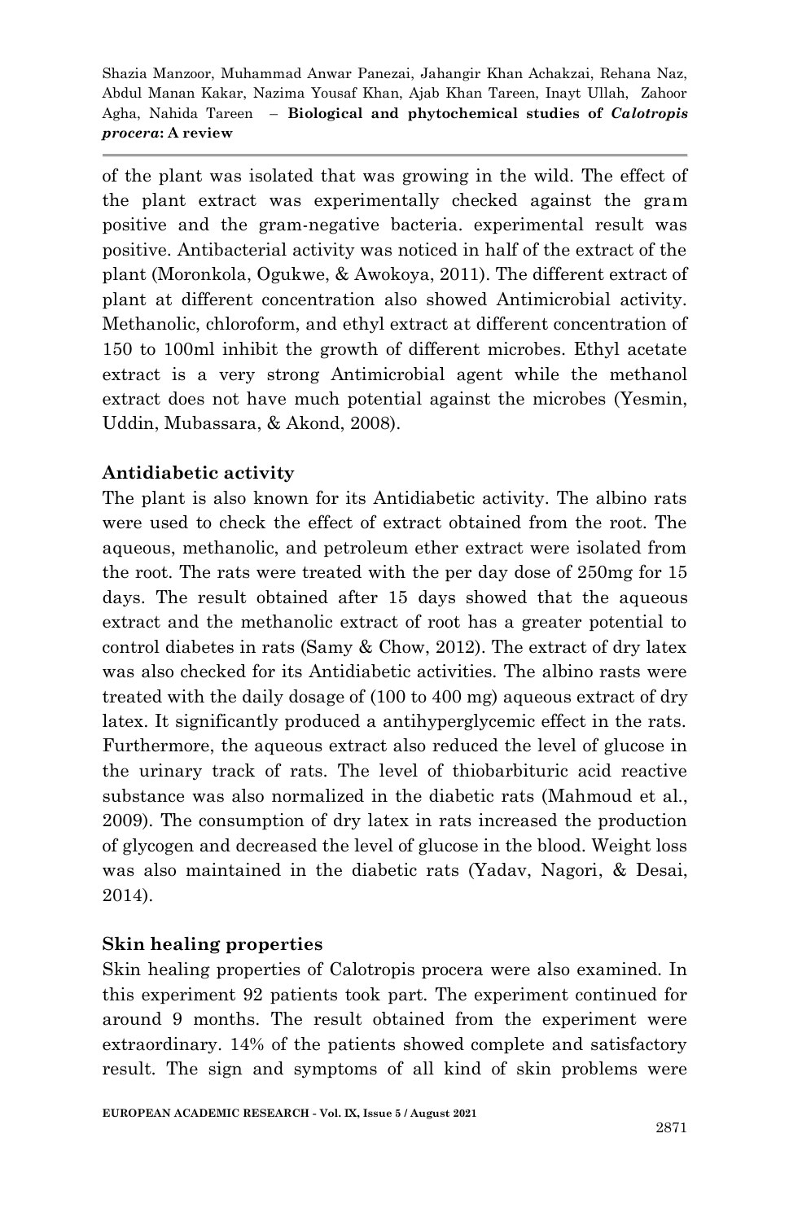of the plant was isolated that was growing in the wild. The effect of the plant extract was experimentally checked against the gram positive and the gram-negative bacteria. experimental result was positive. Antibacterial activity was noticed in half of the extract of the plant (Moronkola, Ogukwe, & Awokoya, 2011). The different extract of plant at different concentration also showed Antimicrobial activity. Methanolic, chloroform, and ethyl extract at different concentration of 150 to 100ml inhibit the growth of different microbes. Ethyl acetate extract is a very strong Antimicrobial agent while the methanol extract does not have much potential against the microbes (Yesmin, Uddin, Mubassara, & Akond, 2008).

**Antidiabetic activity**

The plant is also known for its Antidiabetic activity. The albino rats were used to check the effect of extract obtained from the root. The aqueous, methanolic, and petroleum ether extract were isolated from the root. The rats were treated with the per day dose of 250mg for 15 days. The result obtained after 15 days showed that the aqueous extract and the methanolic extract of root has a greater potential to control diabetes in rats (Samy & Chow, 2012). The extract of dry latex was also checked for its Antidiabetic activities. The albino rasts were treated with the daily dosage of (100 to 400 mg) aqueous extract of dry latex. It significantly produced a antihyperglycemic effect in the rats. Furthermore, the aqueous extract also reduced the level of glucose in the urinary track of rats. The level of thiobarbituric acid reactive substance was also normalized in the diabetic rats (Mahmoud et al., 2009). The consumption of dry latex in rats increased the production of glycogen and decreased the level of glucose in the blood. Weight loss was also maintained in the diabetic rats (Yadav, Nagori, & Desai, 2014).

**Skin healing properties**

Skin healing properties of Calotropis procera were also examined. In this experiment 92 patients took part. The experiment continued for around 9 months. The result obtained from the experiment were extraordinary. 14% of the patients showed complete and satisfactory result. The sign and symptoms of all kind of skin problems were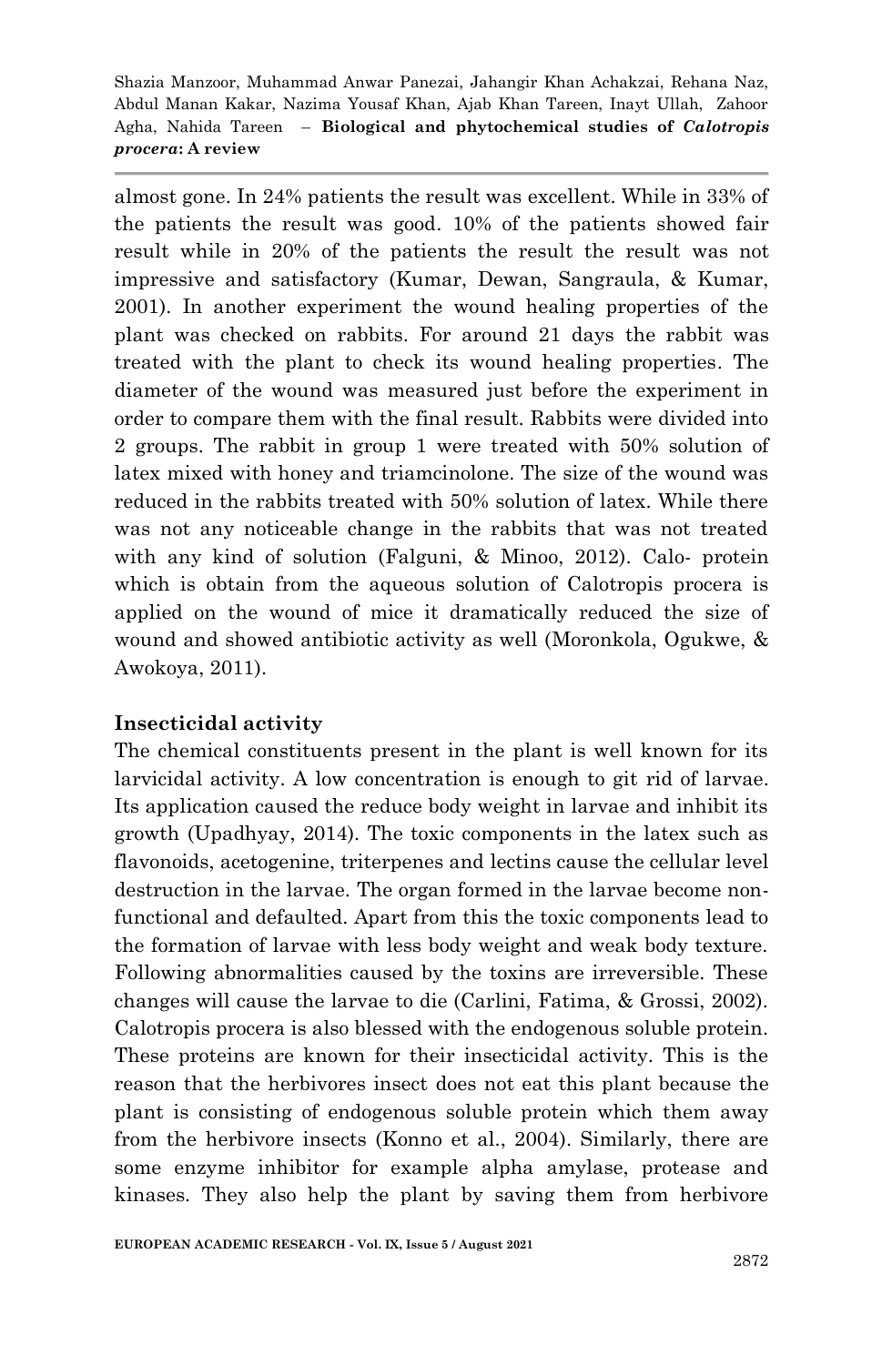almost gone. In 24% patients the result was excellent. While in 33% of the patients the result was good. 10% of the patients showed fair result while in 20% of the patients the result the result was not impressive and satisfactory (Kumar, Dewan, Sangraula, & Kumar, 2001). In another experiment the wound healing properties of the plant was checked on rabbits. For around 21 days the rabbit was treated with the plant to check its wound healing properties. The diameter of the wound was measured just before the experiment in order to compare them with the final result. Rabbits were divided into 2 groups. The rabbit in group 1 were treated with 50% solution of latex mixed with honey and triamcinolone. The size of the wound was reduced in the rabbits treated with 50% solution of latex. While there was not any noticeable change in the rabbits that was not treated with any kind of solution (Falguni, & Minoo, 2012). Calo- protein which is obtain from the aqueous solution of Calotropis procera is applied on the wound of mice it dramatically reduced the size of wound and showed antibiotic activity as well (Moronkola, Ogukwe, & Awokoya, 2011).

### Insecticidal activity

The chemical constituents present in the plant is well known for its larvicidal activity. A low concentration is enough to git rid of larvae. Its application caused the reduce body weight in larvae and inhibit its growth (Upadhyay, 2014). The toxic components in the latex such as flavonoids, acetogenine, triterpenes and lectins cause the cellular level destruction in the larvae. The organ formed in the larvae become non-functional and defaulted. Apart from this the toxic components lead to the formation of larvae with less body weight and weak body texture. Following abnormalities caused by the toxins are irreversible. These changes will cause the larvae to die (Carlini, Fatima, & Grossi, 2002). Calotropis procera is also blessed with the endogenous soluble protein. These proteins are known for their insecticidal activity. This is the reason that the herbivores insect does not eat this plant because the plant is consisting of endogenous soluble protein which them away from the herbivore insects (Konno et al., 2004). Similarly, there are some enzyme inhibitor for example alpha amylase, protease and kinases. They also help the plant by saving them from herbivore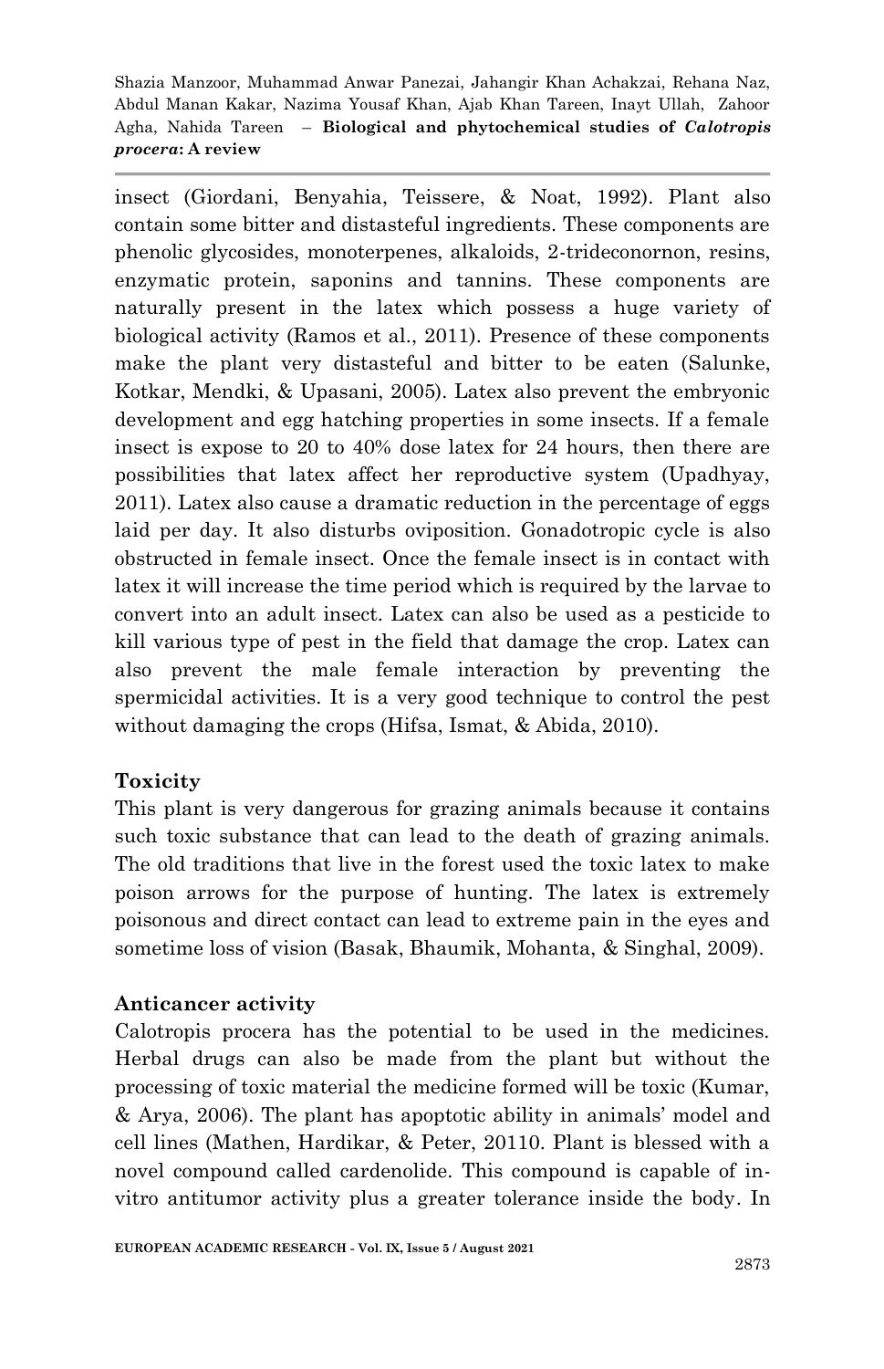insect (Giordani, Benyahia, Teissere, & Noat, 1992). Plant also contain some bitter and distasteful ingredients. These components are phenolic glycosides, monoterpenes, alkaloids, 2-trideconornon, resins, enzymatic protein, saponins and tannins. These components are naturally present in the latex which possess a huge variety of biological activity (Ramos et al., 2011). Presence of these components make the plant very distasteful and bitter to be eaten (Salunke, Kotkar, Mendki, & Upasani, 2005). Latex also prevent the embryonic development and egg hatching properties in some insects. If a female insect is expose to 20 to 40% dose latex for 24 hours, then there are possibilities that latex affect her reproductive system (Upadhyay, 2011). Latex also cause a dramatic reduction in the percentage of eggs laid per day. It also disturbs oviposition. Gonadotropic cycle is also obstructed in female insect. Once the female insect is in contact with latex it will increase the time period which is required by the larvae to convert into an adult insect. Latex can also be used as a pesticide to kill various type of pest in the field that damage the crop. Latex can also prevent the male female interaction by preventing the spermicidal activities. It is a very good technique to control the pest without damaging the crops (Hifsa, Ismat, & Abida, 2010).

## Toxicity

This plant is very dangerous for grazing animals because it contains such toxic substance that can lead to the death of grazing animals. The old traditions that live in the forest used the toxic latex to make poison arrows for the purpose of hunting. The latex is extremely poisonous and direct contact can lead to extreme pain in the eyes and sometime loss of vision (Basak, Bhaumik, Mohanta, & Singhal, 2009).

## Anticancer activity

Calotropis procera has the potential to be used in the medicines. Herbal drugs can also be made from the plant but without the processing of toxic material the medicine formed will be toxic (Kumar, & Arya, 2006). The plant has apoptotic ability in animals' model and cell lines (Mathen, Hardikar, & Peter, 20110. Plant is blessed with a novel compound called cardenolide. This compound is capable of in-vitro antitumor activity plus a greater tolerance inside the body. In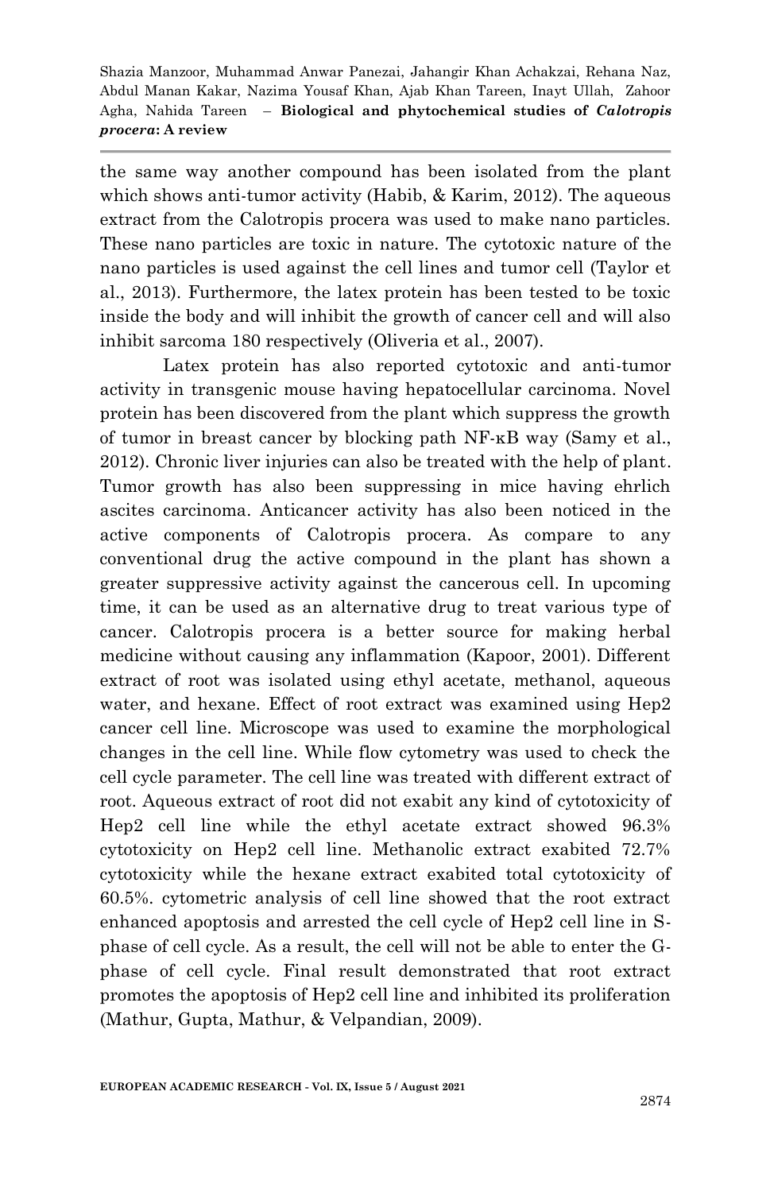the same way another compound has been isolated from the plant which shows anti-tumor activity (Habib, & Karim, 2012). The aqueous extract from the Calotropis procera was used to make nano particles. These nano particles are toxic in nature. The cytotoxic nature of the nano particles is used against the cell lines and tumor cell (Taylor et al., 2013). Furthermore, the latex protein has been tested to be toxic inside the body and will inhibit the growth of cancer cell and will also inhibit sarcoma 180 respectively (Oliveria et al., 2007).

Latex protein has also reported cytotoxic and anti-tumor activity in transgenic mouse having hepatocellular carcinoma. Novel protein has been discovered from the plant which suppress the growth of tumor in breast cancer by blocking path NF-κB way (Samy et al., 2012). Chronic liver injuries can also be treated with the help of plant. Tumor growth has also been suppressing in mice having ehrlich ascites carcinoma. Anticancer activity has also been noticed in the active components of Calotropis procera. As compare to any conventional drug the active compound in the plant has shown a greater suppressive activity against the cancerous cell. In upcoming time, it can be used as an alternative drug to treat various type of cancer. Calotropis procera is a better source for making herbal medicine without causing any inflammation (Kapoor, 2001). Different extract of root was isolated using ethyl acetate, methanol, aqueous water, and hexane. Effect of root extract was examined using Hep2 cancer cell line. Microscope was used to examine the morphological changes in the cell line. While flow cytometry was used to check the cell cycle parameter. The cell line was treated with different extract of root. Aqueous extract of root did not exabit any kind of cytotoxicity of Hep2 cell line while the ethyl acetate extract showed 96.3% cytotoxicity on Hep2 cell line. Methanolic extract exabited 72.7% cytotoxicity while the hexane extract exabited total cytotoxicity of 60.5%. cytometric analysis of cell line showed that the root extract enhanced apoptosis and arrested the cell cycle of Hep2 cell line in S-phase of cell cycle. As a result, the cell will not be able to enter the G-phase of cell cycle. Final result demonstrated that root extract promotes the apoptosis of Hep2 cell line and inhibited its proliferation (Mathur, Gupta, Mathur, & Velpandian, 2009).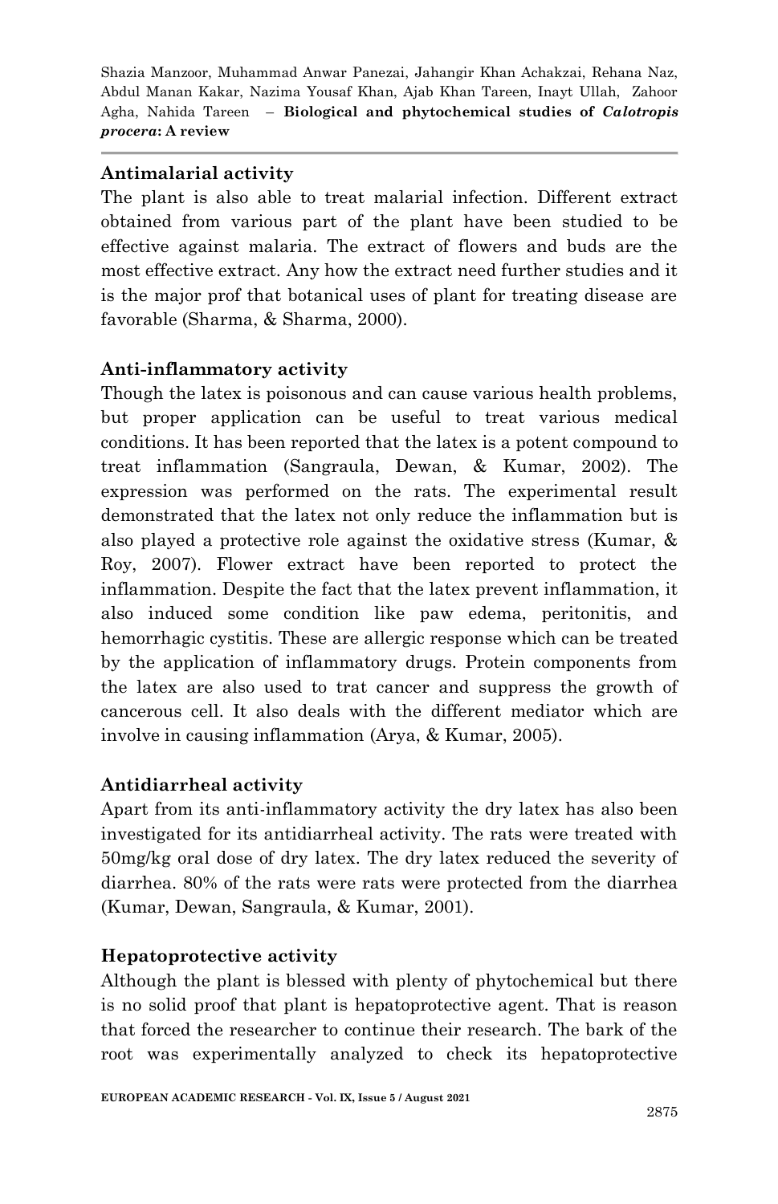## Antimalarial activity

The plant is also able to treat malarial infection. Different extract obtained from various part of the plant have been studied to be effective against malaria. The extract of flowers and buds are the most effective extract. Any how the extract need further studies and it is the major prof that botanical uses of plant for treating disease are favorable (Sharma, & Sharma, 2000).

## Anti-inflammatory activity

Though the latex is poisonous and can cause various health problems, but proper application can be useful to treat various medical conditions. It has been reported that the latex is a potent compound to treat inflammation (Sangraula, Dewan, & Kumar, 2002). The expression was performed on the rats. The experimental result demonstrated that the latex not only reduce the inflammation but is also played a protective role against the oxidative stress (Kumar, & Roy, 2007). Flower extract have been reported to protect the inflammation. Despite the fact that the latex prevent inflammation, it also induced some condition like paw edema, peritonitis, and hemorrhagic cystitis. These are allergic response which can be treated by the application of inflammatory drugs. Protein components from the latex are also used to trat cancer and suppress the growth of cancerous cell. It also deals with the different mediator which are involve in causing inflammation (Arya, & Kumar, 2005).

## Antidiarrheal activity

Apart from its anti-inflammatory activity the dry latex has also been investigated for its antidiarrheal activity. The rats were treated with 50mg/kg oral dose of dry latex. The dry latex reduced the severity of diarrhea. 80% of the rats were rats were protected from the diarrhea (Kumar, Dewan, Sangraula, & Kumar, 2001).

## Hepatoprotective activity

Although the plant is blessed with plenty of phytochemical but there is no solid proof that plant is hepatoprotective agent. That is reason that forced the researcher to continue their research. The bark of the root was experimentally analyzed to check its hepatoprotective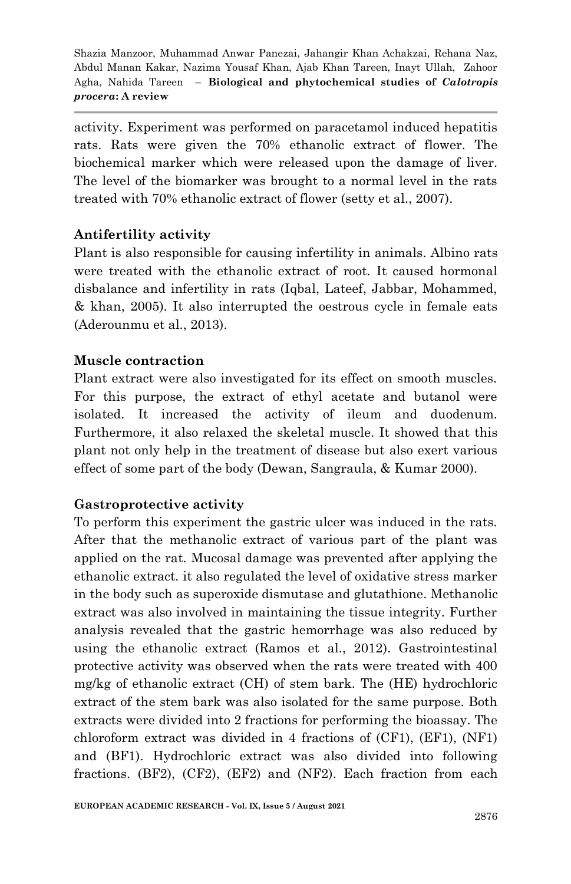activity. Experiment was performed on paracetamol induced hepatitis rats. Rats were given the 70% ethanolic extract of flower. The biochemical marker which were released upon the damage of liver. The level of the biomarker was brought to a normal level in the rats treated with 70% ethanolic extract of flower (setty et al., 2007).

**Antifertility activity**

Plant is also responsible for causing infertility in animals. Albino rats were treated with the ethanolic extract of root. It caused hormonal disbalance and infertility in rats (Iqbal, Lateef, Jabbar, Mohammed, & khan, 2005). It also interrupted the oestrous cycle in female eats (Aderounmu et al., 2013).

**Muscle contraction**

Plant extract were also investigated for its effect on smooth muscles. For this purpose, the extract of ethyl acetate and butanol were isolated. It increased the activity of ileum and duodenum. Furthermore, it also relaxed the skeletal muscle. It showed that this plant not only help in the treatment of disease but also exert various effect of some part of the body (Dewan, Sangraula, & Kumar 2000).

**Gastroprotective activity**

To perform this experiment the gastric ulcer was induced in the rats. After that the methanolic extract of various part of the plant was applied on the rat. Mucosal damage was prevented after applying the ethanolic extract. it also regulated the level of oxidative stress marker in the body such as superoxide dismutase and glutathione. Methanolic extract was also involved in maintaining the tissue integrity. Further analysis revealed that the gastric hemorrhage was also reduced by using the ethanolic extract (Ramos et al., 2012). Gastrointestinal protective activity was observed when the rats were treated with 400 mg/kg of ethanolic extract (CH) of stem bark. The (HE) hydrochloric extract of the stem bark was also isolated for the same purpose. Both extracts were divided into 2 fractions for performing the bioassay. The chloroform extract was divided in 4 fractions of (CF1), (EF1), (NF1) and (BF1). Hydrochloric extract was also divided into following fractions. (BF2), (CF2), (EF2) and (NF2). Each fraction from each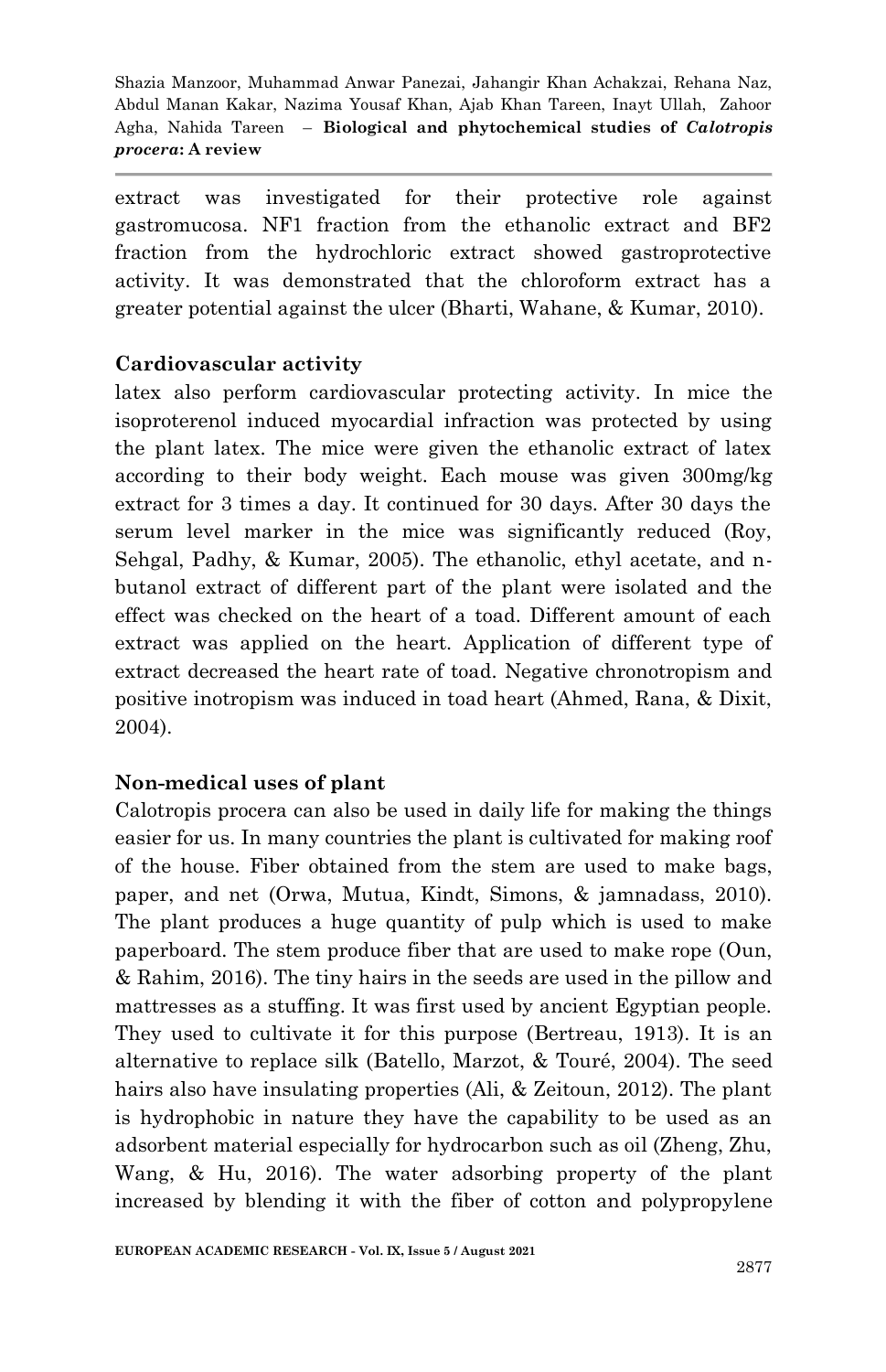extract was investigated for their protective role against gastromucosa. NF1 fraction from the ethanolic extract and BF2 fraction from the hydrochloric extract showed gastroprotective activity. It was demonstrated that the chloroform extract has a greater potential against the ulcer (Bharti, Wahane, & Kumar, 2010).

**Cardiovascular activity**

latex also perform cardiovascular protecting activity. In mice the isoproterenol induced myocardial infraction was protected by using the plant latex. The mice were given the ethanolic extract of latex according to their body weight. Each mouse was given 300mg/kg extract for 3 times a day. It continued for 30 days. After 30 days the serum level marker in the mice was significantly reduced (Roy, Sehgal, Padhy, & Kumar, 2005). The ethanolic, ethyl acetate, and n-butanol extract of different part of the plant were isolated and the effect was checked on the heart of a toad. Different amount of each extract was applied on the heart. Application of different type of extract decreased the heart rate of toad. Negative chronotropism and positive inotropism was induced in toad heart (Ahmed, Rana, & Dixit, 2004).

**Non-medical uses of plant**

Calotropis procera can also be used in daily life for making the things easier for us. In many countries the plant is cultivated for making roof of the house. Fiber obtained from the stem are used to make bags, paper, and net (Orwa, Mutua, Kindt, Simons, & jamnadass, 2010). The plant produces a huge quantity of pulp which is used to make paperboard. The stem produce fiber that are used to make rope (Oun, & Rahim, 2016). The tiny hairs in the seeds are used in the pillow and mattresses as a stuffing. It was first used by ancient Egyptian people. They used to cultivate it for this purpose (Bertreau, 1913). It is an alternative to replace silk (Batello, Marzot, & Touré, 2004). The seed hairs also have insulating properties (Ali, & Zeitoun, 2012). The plant is hydrophobic in nature they have the capability to be used as an adsorbent material especially for hydrocarbon such as oil (Zheng, Zhu, Wang, & Hu, 2016). The water adsorbing property of the plant increased by blending it with the fiber of cotton and polypropylene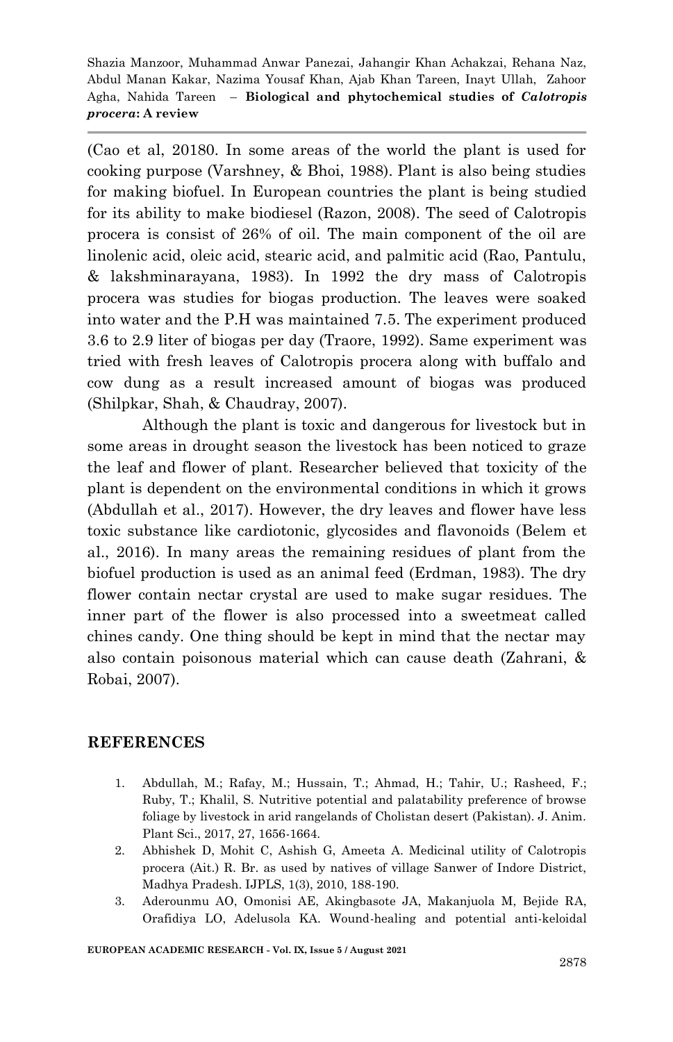(Cao et al, 20180. In some areas of the world the plant is used for cooking purpose (Varshney, & Bhoi, 1988). Plant is also being studies for making biofuel. In European countries the plant is being studied for its ability to make biodiesel (Razon, 2008). The seed of Calotropis procera is consist of 26% of oil. The main component of the oil are linolenic acid, oleic acid, stearic acid, and palmitic acid (Rao, Pantulu, & lakshminarayana, 1983). In 1992 the dry mass of Calotropis procera was studies for biogas production. The leaves were soaked into water and the P.H was maintained 7.5. The experiment produced 3.6 to 2.9 liter of biogas per day (Traore, 1992). Same experiment was tried with fresh leaves of Calotropis procera along with buffalo and cow dung as a result increased amount of biogas was produced (Shilpkar, Shah, & Chaudray, 2007).

Although the plant is toxic and dangerous for livestock but in some areas in drought season the livestock has been noticed to graze the leaf and flower of plant. Researcher believed that toxicity of the plant is dependent on the environmental conditions in which it grows (Abdullah et al., 2017). However, the dry leaves and flower have less toxic substance like cardiotonic, glycosides and flavonoids (Belem et al., 2016). In many areas the remaining residues of plant from the biofuel production is used as an animal feed (Erdman, 1983). The dry flower contain nectar crystal are used to make sugar residues. The inner part of the flower is also processed into a sweetmeat called chines candy. One thing should be kept in mind that the nectar may also contain poisonous material which can cause death (Zahrani, & Robai, 2007).

## REFERENCES

1. Abdullah, M.; Rafay, M.; Hussain, T.; Ahmad, H.; Tahir, U.; Rasheed, F.; Ruby, T.; Khalil, S. Nutritive potential and palatability preference of browse foliage by livestock in arid rangelands of Cholistan desert (Pakistan). J. Anim. Plant Sci., 2017, 27, 1656-1664.
2. Abhishek D, Mohit C, Ashish G, Ameeta A. Medicinal utility of Calotropis procera (Ait.) R. Br. as used by natives of village Sanwer of Indore District, Madhya Pradesh. IJPLS, 1(3), 2010, 188-190.
3. Aderounmu AO, Omonisi AE, Akingbasote JA, Makanjuola M, Bejide RA, Orafidiya LO, Adelusola KA. Wound-healing and potential anti-keloidal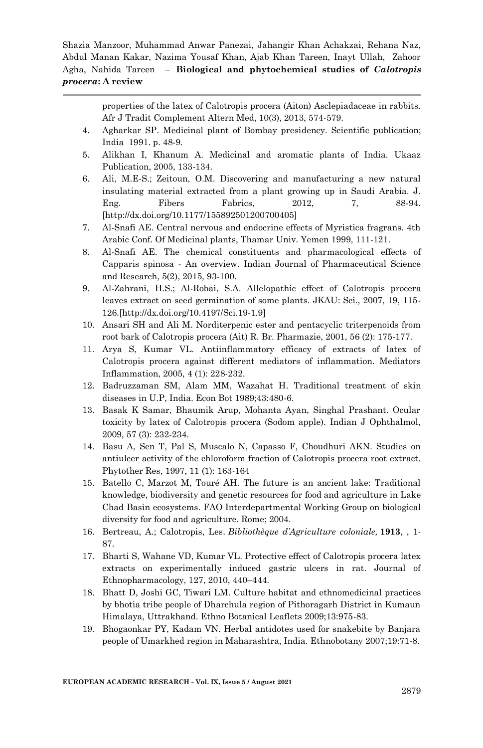properties of the latex of Calotropis procera (Aiton) Asclepiadaceae in rabbits. Afr J Tradit Complement Altern Med, 10(3), 2013, 574-579.

4. Agharkar SP. Medicinal plant of Bombay presidency. Scientific publication; India 1991. p. 48-9.
5. Alikhan I, Khanum A. Medicinal and aromatic plants of India. Ukaaz Publication, 2005, 133-134.
6. Ali, M.E-S.; Zeitoun, O.M. Discovering and manufacturing a new natural insulating material extracted from a plant growing up in Saudi Arabia. J. Eng. Fibers Fabrics, 2012, 7, 88-94. [http://dx.doi.org/10.1177/155892501200700405]
7. Al-Snafi AE. Central nervous and endocrine effects of Myristica fragrans. 4th Arabic Conf. Of Medicinal plants, Thamar Univ. Yemen 1999, 111-121.
8. Al-Snafi AE. The chemical constituents and pharmacological effects of Capparis spinosa - An overview. Indian Journal of Pharmaceutical Science and Research, 5(2), 2015, 93-100.
9. Al-Zahrani, H.S.; Al-Robai, S.A. Allelopathic effect of Calotropis procera leaves extract on seed germination of some plants. JKAU: Sci., 2007, 19, 115-126.[http://dx.doi.org/10.4197/Sci.19-1.9]
10. Ansari SH and Ali M. Norditerpenic ester and pentacyclic triterpenoids from root bark of Calotropis procera (Ait) R. Br. Pharmazie, 2001, 56 (2): 175-177.
11. Arya S, Kumar VL. Antiinflammatory efficacy of extracts of latex of Calotropis procera against different mediators of inflammation. Mediators Inflammation, 2005, 4 (1): 228-232.
12. Badruzzaman SM, Alam MM, Wazahat H. Traditional treatment of skin diseases in U.P, India. Econ Bot 1989;43:480-6.
13. Basak K Samar, Bhaumik Arup, Mohanta Ayan, Singhal Prashant. Ocular toxicity by latex of Calotropis procera (Sodom apple). Indian J Ophthalmol, 2009, 57 (3): 232-234.
14. Basu A, Sen T, Pal S, Muscalo N, Capasso F, Choudhuri AKN. Studies on antiulcer activity of the chloroform fraction of Calotropis procera root extract. Phytother Res, 1997, 11 (1): 163-164
15. Batello C, Marzot M, Touré AH. The future is an ancient lake: Traditional knowledge, biodiversity and genetic resources for food and agriculture in Lake Chad Basin ecosystems. FAO Interdepartmental Working Group on biological diversity for food and agriculture. Rome; 2004.
16. Bertreau, A.; Calotropis, Les. *Bibliothèque d'Agriculture coloniale,* **1913**, , 1-87.
17. Bharti S, Wahane VD, Kumar VL. Protective effect of Calotropis procera latex extracts on experimentally induced gastric ulcers in rat. Journal of Ethnopharmacology, 127, 2010, 440–444.
18. Bhatt D, Joshi GC, Tiwari LM. Culture habitat and ethnomedicinal practices by bhotia tribe people of Dharchula region of Pithoragarh District in Kumaun Himalaya, Uttrakhand. Ethno Botanical Leaflets 2009;13:975-83.
19. Bhogaonkar PY, Kadam VN. Herbal antidotes used for snakebite by Banjara people of Umarkhed region in Maharashtra, India. Ethnobotany 2007;19:71-8.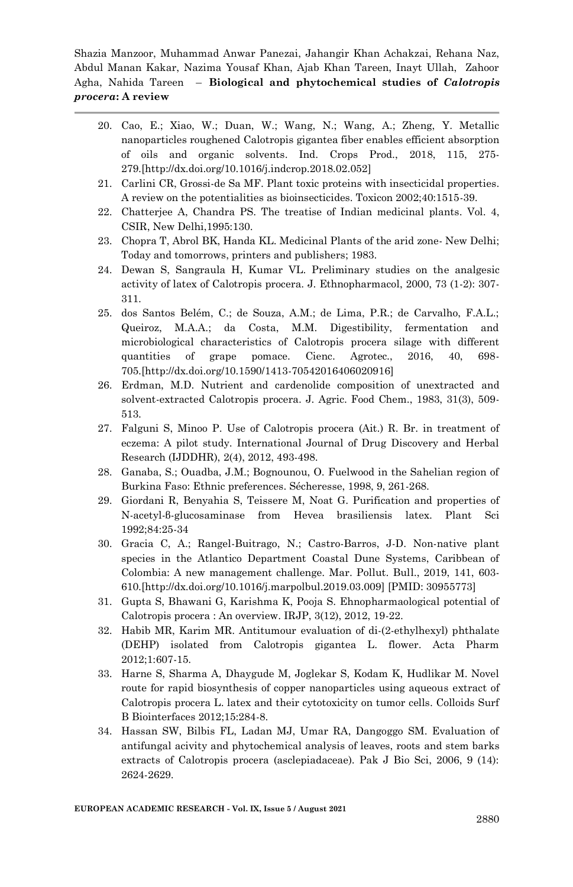20. Cao, E.; Xiao, W.; Duan, W.; Wang, N.; Wang, A.; Zheng, Y. Metallic nanoparticles roughened Calotropis gigantea fiber enables efficient absorption of oils and organic solvents. Ind. Crops Prod., 2018, 115, 275-279.[http://dx.doi.org/10.1016/j.indcrop.2018.02.052]
21. Carlini CR, Grossi-de Sa MF. Plant toxic proteins with insecticidal properties. A review on the potentialities as bioinsecticides. Toxicon 2002;40:1515-39.
22. Chatterjee A, Chandra PS. The treatise of Indian medicinal plants. Vol. 4, CSIR, New Delhi,1995:130.
23. Chopra T, Abrol BK, Handa KL. Medicinal Plants of the arid zone- New Delhi; Today and tomorrows, printers and publishers; 1983.
24. Dewan S, Sangraula H, Kumar VL. Preliminary studies on the analgesic activity of latex of Calotropis procera. J. Ethnopharmacol, 2000, 73 (1-2): 307-311.
25. dos Santos Belém, C.; de Souza, A.M.; de Lima, P.R.; de Carvalho, F.A.L.; Queiroz, M.A.A.; da Costa, M.M. Digestibility, fermentation and microbiological characteristics of Calotropis procera silage with different quantities of grape pomace. Cienc. Agrotec., 2016, 40, 698-705.[http://dx.doi.org/10.1590/1413-70542016406020916]
26. Erdman, M.D. Nutrient and cardenolide composition of unextracted and solvent-extracted Calotropis procera. J. Agric. Food Chem., 1983, 31(3), 509-513.
27. Falguni S, Minoo P. Use of Calotropis procera (Ait.) R. Br. in treatment of eczema: A pilot study. International Journal of Drug Discovery and Herbal Research (IJDDHR), 2(4), 2012, 493-498.
28. Ganaba, S.; Ouadba, J.M.; Bognounou, O. Fuelwood in the Sahelian region of Burkina Faso: Ethnic preferences. Sécheresse, 1998, 9, 261-268.
29. Giordani R, Benyahia S, Teissere M, Noat G. Purification and properties of N-acetyl-ß-glucosaminase from Hevea brasiliensis latex. Plant Sci 1992;84:25-34
30. Gracia C, A.; Rangel-Buitrago, N.; Castro-Barros, J-D. Non-native plant species in the Atlantico Department Coastal Dune Systems, Caribbean of Colombia: A new management challenge. Mar. Pollut. Bull., 2019, 141, 603-610.[http://dx.doi.org/10.1016/j.marpolbul.2019.03.009] [PMID: 30955773]
31. Gupta S, Bhawani G, Karishma K, Pooja S. Ehnopharmaological potential of Calotropis procera : An overview. IRJP, 3(12), 2012, 19-22.
32. Habib MR, Karim MR. Antitumour evaluation of di-(2-ethylhexyl) phthalate (DEHP) isolated from Calotropis gigantea L. flower. Acta Pharm 2012;1:607-15.
33. Harne S, Sharma A, Dhaygude M, Joglekar S, Kodam K, Hudlikar M. Novel route for rapid biosynthesis of copper nanoparticles using aqueous extract of Calotropis procera L. latex and their cytotoxicity on tumor cells. Colloids Surf B Biointerfaces 2012;15:284-8.
34. Hassan SW, Bilbis FL, Ladan MJ, Umar RA, Dangoggo SM. Evaluation of antifungal acivity and phytochemical analysis of leaves, roots and stem barks extracts of Calotropis procera (asclepiadaceae). Pak J Bio Sci, 2006, 9 (14): 2624-2629.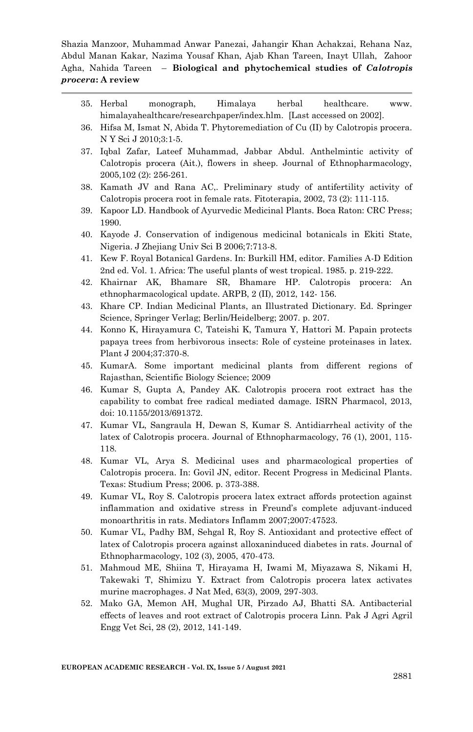35. Herbal monograph, Himalaya herbal healthcare. www. himalayahealthcare/researchpaper/index.hlm. [Last accessed on 2002].
36. Hifsa M, Ismat N, Abida T. Phytoremediation of Cu (II) by Calotropis procera. N Y Sci J 2010;3:1-5.
37. Iqbal Zafar, Lateef Muhammad, Jabbar Abdul. Anthelmintic activity of Calotropis procera (Ait.), flowers in sheep. Journal of Ethnopharmacology, 2005,102 (2): 256-261.
38. Kamath JV and Rana AC,. Preliminary study of antifertility activity of Calotropis procera root in female rats. Fitoterapia, 2002, 73 (2): 111-115.
39. Kapoor LD. Handbook of Ayurvedic Medicinal Plants. Boca Raton: CRC Press; 1990.
40. Kayode J. Conservation of indigenous medicinal botanicals in Ekiti State, Nigeria. J Zhejiang Univ Sci B 2006;7:713-8.
41. Kew F. Royal Botanical Gardens. In: Burkill HM, editor. Families A-D Edition 2nd ed. Vol. 1. Africa: The useful plants of west tropical. 1985. p. 219-222.
42. Khairnar AK, Bhamare SR, Bhamare HP. Calotropis procera: An ethnopharmacological update. ARPB, 2 (II), 2012, 142- 156.
43. Khare CP. Indian Medicinal Plants, an Illustrated Dictionary. Ed. Springer Science, Springer Verlag; Berlin/Heidelberg; 2007. p. 207.
44. Konno K, Hirayamura C, Tateishi K, Tamura Y, Hattori M. Papain protects papaya trees from herbivorous insects: Role of cysteine proteinases in latex. Plant J 2004;37:370-8.
45. KumarA. Some important medicinal plants from different regions of Rajasthan, Scientific Biology Science; 2009
46. Kumar S, Gupta A, Pandey AK. Calotropis procera root extract has the capability to combat free radical mediated damage. ISRN Pharmacol, 2013, doi: 10.1155/2013/691372.
47. Kumar VL, Sangraula H, Dewan S, Kumar S. Antidiarrheal activity of the latex of Calotropis procera. Journal of Ethnopharmacology, 76 (1), 2001, 115-118.
48. Kumar VL, Arya S. Medicinal uses and pharmacological properties of Calotropis procera. In: Govil JN, editor. Recent Progress in Medicinal Plants. Texas: Studium Press; 2006. p. 373-388.
49. Kumar VL, Roy S. Calotropis procera latex extract affords protection against inflammation and oxidative stress in Freund's complete adjuvant-induced monoarthritis in rats. Mediators Inflamm 2007;2007:47523.
50. Kumar VL, Padhy BM, Sehgal R, Roy S. Antioxidant and protective effect of latex of Calotropis procera against alloxaninduced diabetes in rats. Journal of Ethnopharmacology, 102 (3), 2005, 470-473.
51. Mahmoud ME, Shiina T, Hirayama H, Iwami M, Miyazawa S, Nikami H, Takewaki T, Shimizu Y. Extract from Calotropis procera latex activates murine macrophages. J Nat Med, 63(3), 2009, 297-303.
52. Mako GA, Memon AH, Mughal UR, Pirzado AJ, Bhatti SA. Antibacterial effects of leaves and root extract of Calotropis procera Linn. Pak J Agri Agril Engg Vet Sci, 28 (2), 2012, 141-149.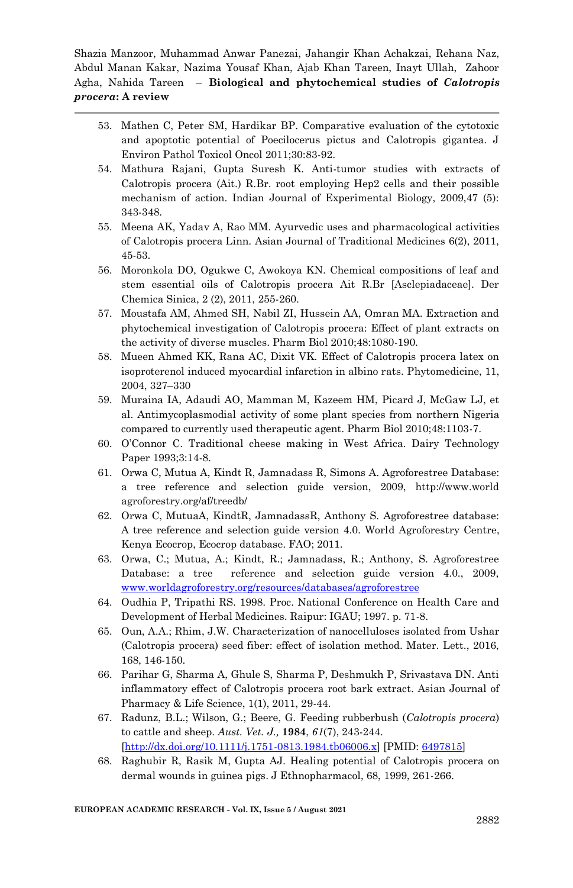53. Mathen C, Peter SM, Hardikar BP. Comparative evaluation of the cytotoxic and apoptotic potential of Poecilocerus pictus and Calotropis gigantea. J Environ Pathol Toxicol Oncol 2011;30:83-92.
54. Mathura Rajani, Gupta Suresh K. Anti-tumor studies with extracts of Calotropis procera (Ait.) R.Br. root employing Hep2 cells and their possible mechanism of action. Indian Journal of Experimental Biology, 2009,47 (5): 343-348.
55. Meena AK, Yadav A, Rao MM. Ayurvedic uses and pharmacological activities of Calotropis procera Linn. Asian Journal of Traditional Medicines 6(2), 2011, 45-53.
56. Moronkola DO, Ogukwe C, Awokoya KN. Chemical compositions of leaf and stem essential oils of Calotropis procera Ait R.Br [Asclepiadaceae]. Der Chemica Sinica, 2 (2), 2011, 255-260.
57. Moustafa AM, Ahmed SH, Nabil ZI, Hussein AA, Omran MA. Extraction and phytochemical investigation of Calotropis procera: Effect of plant extracts on the activity of diverse muscles. Pharm Biol 2010;48:1080-190.
58. Mueen Ahmed KK, Rana AC, Dixit VK. Effect of Calotropis procera latex on isoproterenol induced myocardial infarction in albino rats. Phytomedicine, 11, 2004, 327–330
59. Muraina IA, Adaudi AO, Mamman M, Kazeem HM, Picard J, McGaw LJ, et al. Antimycoplasmodial activity of some plant species from northern Nigeria compared to currently used therapeutic agent. Pharm Biol 2010;48:1103-7.
60. O'Connor C. Traditional cheese making in West Africa. Dairy Technology Paper 1993;3:14-8.
61. Orwa C, Mutua A, Kindt R, Jamnadass R, Simons A. Agroforestree Database: a tree reference and selection guide version, 2009, http://www.world agroforestry.org/af/treedb/
62. Orwa C, MutuaA, KindtR, JamnadassR, Anthony S. Agroforestree database: A tree reference and selection guide version 4.0. World Agroforestry Centre, Kenya Ecocrop, Ecocrop database. FAO; 2011.
63. Orwa, C.; Mutua, A.; Kindt, R.; Jamnadass, R.; Anthony, S. Agroforestree Database: a tree reference and selection guide version 4.0., 2009, www.worldagroforestry.org/resources/databases/agroforestree
64. Oudhia P, Tripathi RS. 1998. Proc. National Conference on Health Care and Development of Herbal Medicines. Raipur: IGAU; 1997. p. 71-8.
65. Oun, A.A.; Rhim, J.W. Characterization of nanocelluloses isolated from Ushar (Calotropis procera) seed fiber: effect of isolation method. Mater. Lett., 2016, 168, 146-150.
66. Parihar G, Sharma A, Ghule S, Sharma P, Deshmukh P, Srivastava DN. Anti inflammatory effect of Calotropis procera root bark extract. Asian Journal of Pharmacy & Life Science, 1(1), 2011, 29-44.
67. Radunz, B.L.; Wilson, G.; Beere, G. Feeding rubberbush (*Calotropis procera*) to cattle and sheep. *Aust. Vet. J.,* **1984**, *61*(7), 243-244. [http://dx.doi.org/10.1111/j.1751-0813.1984.tb06006.x] [PMID: 6497815]
68. Raghubir R, Rasik M, Gupta AJ. Healing potential of Calotropis procera on dermal wounds in guinea pigs. J Ethnopharmacol, 68, 1999, 261-266.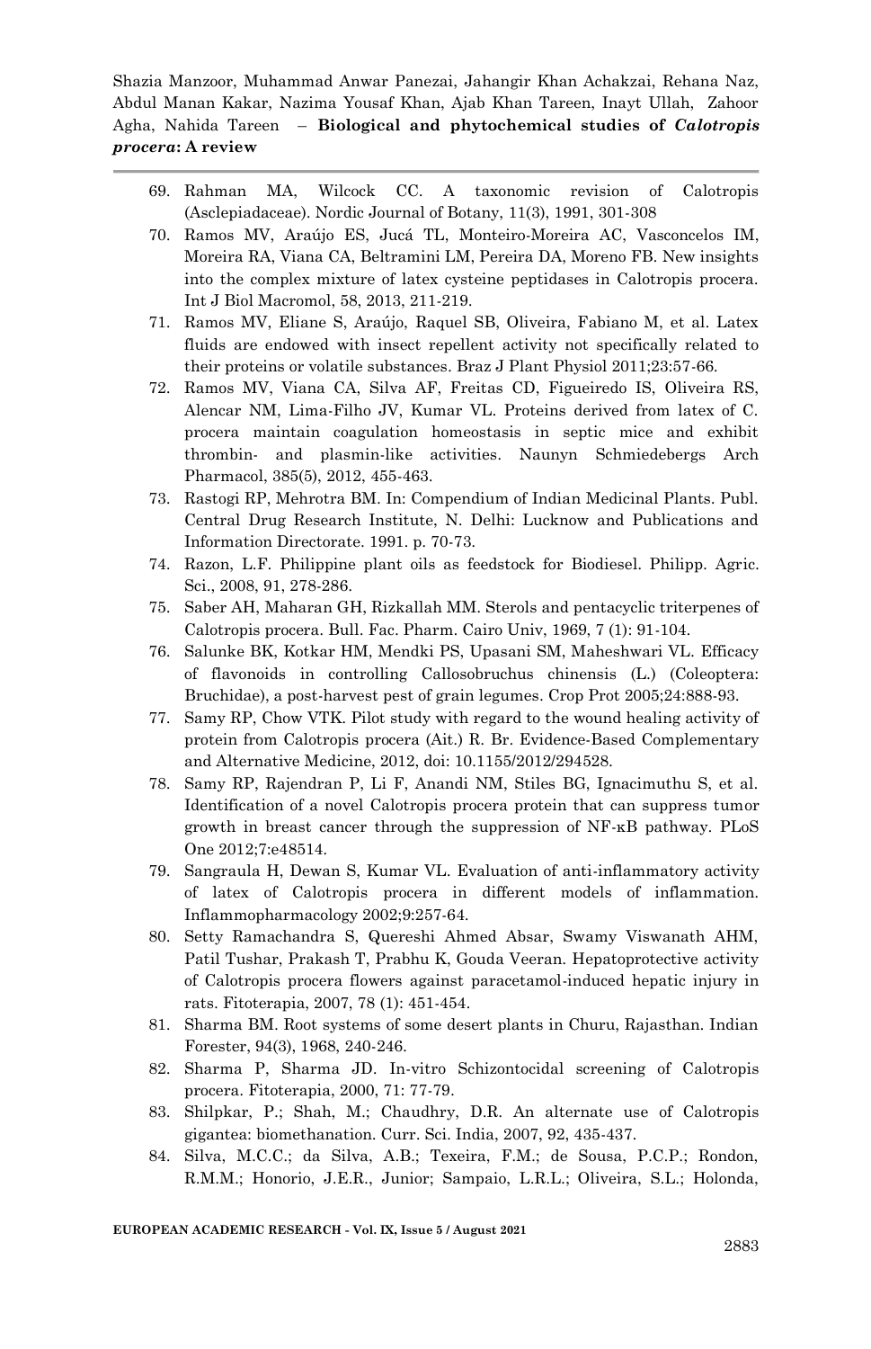69. Rahman MA, Wilcock CC. A taxonomic revision of Calotropis (Asclepiadaceae). Nordic Journal of Botany, 11(3), 1991, 301-308
70. Ramos MV, Araújo ES, Jucá TL, Monteiro-Moreira AC, Vasconcelos IM, Moreira RA, Viana CA, Beltramini LM, Pereira DA, Moreno FB. New insights into the complex mixture of latex cysteine peptidases in Calotropis procera. Int J Biol Macromol, 58, 2013, 211-219.
71. Ramos MV, Eliane S, Araújo, Raquel SB, Oliveira, Fabiano M, et al. Latex fluids are endowed with insect repellent activity not specifically related to their proteins or volatile substances. Braz J Plant Physiol 2011;23:57-66.
72. Ramos MV, Viana CA, Silva AF, Freitas CD, Figueiredo IS, Oliveira RS, Alencar NM, Lima-Filho JV, Kumar VL. Proteins derived from latex of C. procera maintain coagulation homeostasis in septic mice and exhibit thrombin- and plasmin-like activities. Naunyn Schmiedebergs Arch Pharmacol, 385(5), 2012, 455-463.
73. Rastogi RP, Mehrotra BM. In: Compendium of Indian Medicinal Plants. Publ. Central Drug Research Institute, N. Delhi: Lucknow and Publications and Information Directorate. 1991. p. 70-73.
74. Razon, L.F. Philippine plant oils as feedstock for Biodiesel. Philipp. Agric. Sci., 2008, 91, 278-286.
75. Saber AH, Maharan GH, Rizkallah MM. Sterols and pentacyclic triterpenes of Calotropis procera. Bull. Fac. Pharm. Cairo Univ, 1969, 7 (1): 91-104.
76. Salunke BK, Kotkar HM, Mendki PS, Upasani SM, Maheshwari VL. Efficacy of flavonoids in controlling Callosobruchus chinensis (L.) (Coleoptera: Bruchidae), a post-harvest pest of grain legumes. Crop Prot 2005;24:888-93.
77. Samy RP, Chow VTK. Pilot study with regard to the wound healing activity of protein from Calotropis procera (Ait.) R. Br. Evidence-Based Complementary and Alternative Medicine, 2012, doi: 10.1155/2012/294528.
78. Samy RP, Rajendran P, Li F, Anandi NM, Stiles BG, Ignacimuthu S, et al. Identification of a novel Calotropis procera protein that can suppress tumor growth in breast cancer through the suppression of NF-κB pathway. PLoS One 2012;7:e48514.
79. Sangraula H, Dewan S, Kumar VL. Evaluation of anti-inflammatory activity of latex of Calotropis procera in different models of inflammation. Inflammopharmacology 2002;9:257-64.
80. Setty Ramachandra S, Quereshi Ahmed Absar, Swamy Viswanath AHM, Patil Tushar, Prakash T, Prabhu K, Gouda Veeran. Hepatoprotective activity of Calotropis procera flowers against paracetamol-induced hepatic injury in rats. Fitoterapia, 2007, 78 (1): 451-454.
81. Sharma BM. Root systems of some desert plants in Churu, Rajasthan. Indian Forester, 94(3), 1968, 240-246.
82. Sharma P, Sharma JD. In-vitro Schizontocidal screening of Calotropis procera. Fitoterapia, 2000, 71: 77-79.
83. Shilpkar, P.; Shah, M.; Chaudhry, D.R. An alternate use of Calotropis gigantea: biomethanation. Curr. Sci. India, 2007, 92, 435-437.
84. Silva, M.C.C.; da Silva, A.B.; Texeira, F.M.; de Sousa, P.C.P.; Rondon, R.M.M.; Honorio, J.E.R., Junior; Sampaio, L.R.L.; Oliveira, S.L.; Holonda,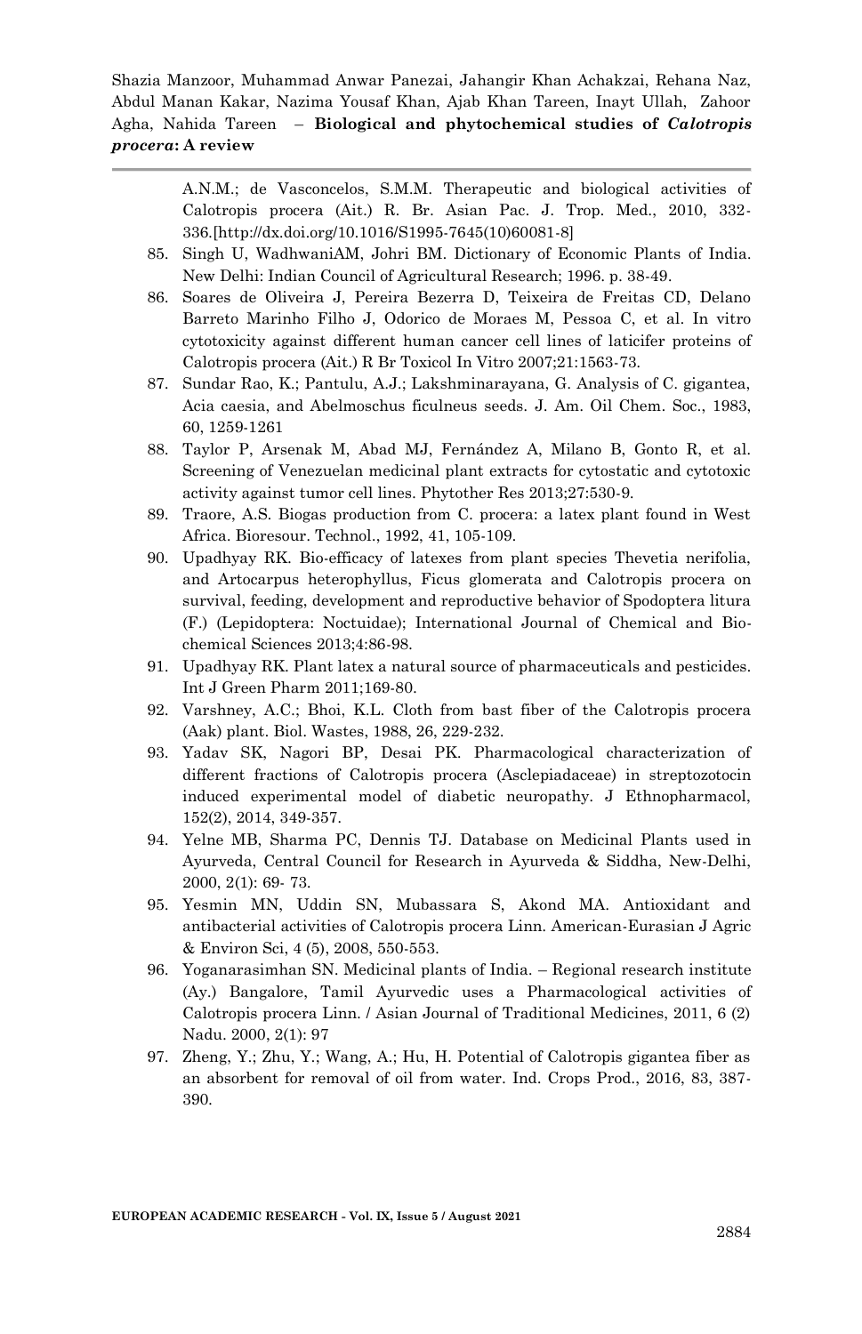A.N.M.; de Vasconcelos, S.M.M. Therapeutic and biological activities of Calotropis procera (Ait.) R. Br. Asian Pac. J. Trop. Med., 2010, 332-336.[http://dx.doi.org/10.1016/S1995-7645(10)60081-8]

85. Singh U, WadhwaniAM, Johri BM. Dictionary of Economic Plants of India. New Delhi: Indian Council of Agricultural Research; 1996. p. 38-49.
86. Soares de Oliveira J, Pereira Bezerra D, Teixeira de Freitas CD, Delano Barreto Marinho Filho J, Odorico de Moraes M, Pessoa C, et al. In vitro cytotoxicity against different human cancer cell lines of laticifer proteins of Calotropis procera (Ait.) R Br Toxicol In Vitro 2007;21:1563-73.
87. Sundar Rao, K.; Pantulu, A.J.; Lakshminarayana, G. Analysis of C. gigantea, Acia caesia, and Abelmoschus ficulneus seeds. J. Am. Oil Chem. Soc., 1983, 60, 1259-1261
88. Taylor P, Arsenak M, Abad MJ, Fernández A, Milano B, Gonto R, et al. Screening of Venezuelan medicinal plant extracts for cytostatic and cytotoxic activity against tumor cell lines. Phytother Res 2013;27:530-9.
89. Traore, A.S. Biogas production from C. procera: a latex plant found in West Africa. Bioresour. Technol., 1992, 41, 105-109.
90. Upadhyay RK. Bio-efficacy of latexes from plant species Thevetia nerifolia, and Artocarpus heterophyllus, Ficus glomerata and Calotropis procera on survival, feeding, development and reproductive behavior of Spodoptera litura (F.) (Lepidoptera: Noctuidae); International Journal of Chemical and Bio-chemical Sciences 2013;4:86-98.
91. Upadhyay RK. Plant latex a natural source of pharmaceuticals and pesticides. Int J Green Pharm 2011;169-80.
92. Varshney, A.C.; Bhoi, K.L. Cloth from bast fiber of the Calotropis procera (Aak) plant. Biol. Wastes, 1988, 26, 229-232.
93. Yadav SK, Nagori BP, Desai PK. Pharmacological characterization of different fractions of Calotropis procera (Asclepiadaceae) in streptozotocin induced experimental model of diabetic neuropathy. J Ethnopharmacol, 152(2), 2014, 349-357.
94. Yelne MB, Sharma PC, Dennis TJ. Database on Medicinal Plants used in Ayurveda, Central Council for Research in Ayurveda & Siddha, New-Delhi, 2000, 2(1): 69- 73.
95. Yesmin MN, Uddin SN, Mubassara S, Akond MA. Antioxidant and antibacterial activities of Calotropis procera Linn. American-Eurasian J Agric & Environ Sci, 4 (5), 2008, 550-553.
96. Yoganarasimhan SN. Medicinal plants of India. – Regional research institute (Ay.) Bangalore, Tamil Ayurvedic uses a Pharmacological activities of Calotropis procera Linn. / Asian Journal of Traditional Medicines, 2011, 6 (2) Nadu. 2000, 2(1): 97
97. Zheng, Y.; Zhu, Y.; Wang, A.; Hu, H. Potential of Calotropis gigantea fiber as an absorbent for removal of oil from water. Ind. Crops Prod., 2016, 83, 387-390.